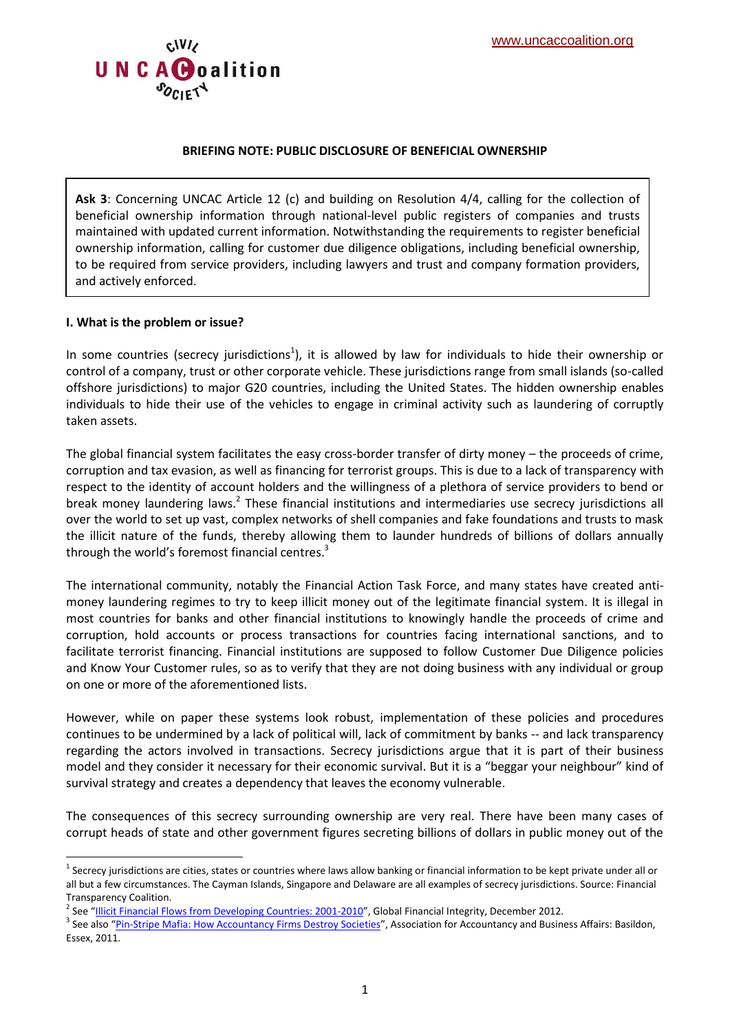**BRIEFING NOTE: PUBLIC DISCLOSURE OF BENEFICIAL OWNERSHIP**

> **Ask 3**: Concerning UNCAC Article 12 (c) and building on Resolution 4/4, calling for the collection of beneficial ownership information through national-level public registers of companies and trusts maintained with updated current information. Notwithstanding the requirements to register beneficial ownership information, calling for customer due diligence obligations, including beneficial ownership, to be required from service providers, including lawyers and trust and company formation providers, and actively enforced.

### I. What is the problem or issue?

In some countries (secrecy jurisdictions[1]), it is allowed by law for individuals to hide their ownership or control of a company, trust or other corporate vehicle. These jurisdictions range from small islands (so-called offshore jurisdictions) to major G20 countries, including the United States. The hidden ownership enables individuals to hide their use of the vehicles to engage in criminal activity such as laundering of corruptly taken assets.

The global financial system facilitates the easy cross-border transfer of dirty money – the proceeds of crime, corruption and tax evasion, as well as financing for terrorist groups. This is due to a lack of transparency with respect to the identity of account holders and the willingness of a plethora of service providers to bend or break money laundering laws.[2] These financial institutions and intermediaries use secrecy jurisdictions all over the world to set up vast, complex networks of shell companies and fake foundations and trusts to mask the illicit nature of the funds, thereby allowing them to launder hundreds of billions of dollars annually through the world's foremost financial centres.[3]

The international community, notably the Financial Action Task Force, and many states have created anti-money laundering regimes to try to keep illicit money out of the legitimate financial system. It is illegal in most countries for banks and other financial institutions to knowingly handle the proceeds of crime and corruption, hold accounts or process transactions for countries facing international sanctions, and to facilitate terrorist financing. Financial institutions are supposed to follow Customer Due Diligence policies and Know Your Customer rules, so as to verify that they are not doing business with any individual or group on one or more of the aforementioned lists.

However, while on paper these systems look robust, implementation of these policies and procedures continues to be undermined by a lack of political will, lack of commitment by banks -- and lack transparency regarding the actors involved in transactions. Secrecy jurisdictions argue that it is part of their business model and they consider it necessary for their economic survival. But it is a "beggar your neighbour" kind of survival strategy and creates a dependency that leaves the economy vulnerable.

The consequences of this secrecy surrounding ownership are very real. There have been many cases of corrupt heads of state and other government figures secreting billions of dollars in public money out of the

---

[1] Secrecy jurisdictions are cities, states or countries where laws allow banking or financial information to be kept private under all or all but a few circumstances. The Cayman Islands, Singapore and Delaware are all examples of secrecy jurisdictions. Source: Financial Transparency Coalition.

[2] See "Illicit Financial Flows from Developing Countries: 2001-2010", Global Financial Integrity, December 2012.

[3] See also "Pin-Stripe Mafia: How Accountancy Firms Destroy Societies", Association for Accountancy and Business Affairs: Basildon, Essex, 2011.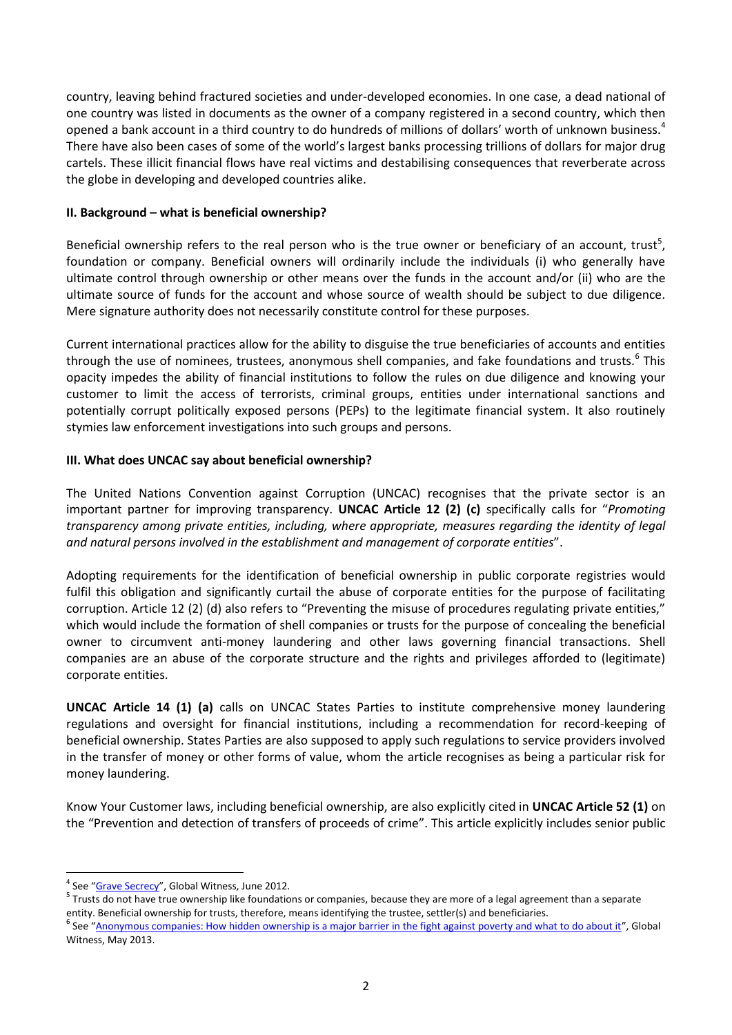country, leaving behind fractured societies and under-developed economies. In one case, a dead national of one country was listed in documents as the owner of a company registered in a second country, which then opened a bank account in a third country to do hundreds of millions of dollars' worth of unknown business.[4] There have also been cases of some of the world's largest banks processing trillions of dollars for major drug cartels. These illicit financial flows have real victims and destabilising consequences that reverberate across the globe in developing and developed countries alike.

## II. Background – what is beneficial ownership?

Beneficial ownership refers to the real person who is the true owner or beneficiary of an account, trust[5], foundation or company. Beneficial owners will ordinarily include the individuals (i) who generally have ultimate control through ownership or other means over the funds in the account and/or (ii) who are the ultimate source of funds for the account and whose source of wealth should be subject to due diligence. Mere signature authority does not necessarily constitute control for these purposes.

Current international practices allow for the ability to disguise the true beneficiaries of accounts and entities through the use of nominees, trustees, anonymous shell companies, and fake foundations and trusts.[6] This opacity impedes the ability of financial institutions to follow the rules on due diligence and knowing your customer to limit the access of terrorists, criminal groups, entities under international sanctions and potentially corrupt politically exposed persons (PEPs) to the legitimate financial system. It also routinely stymies law enforcement investigations into such groups and persons.

## III. What does UNCAC say about beneficial ownership?

The United Nations Convention against Corruption (UNCAC) recognises that the private sector is an important partner for improving transparency. **UNCAC Article 12 (2) (c)** specifically calls for "*Promoting transparency among private entities, including, where appropriate, measures regarding the identity of legal and natural persons involved in the establishment and management of corporate entities*".

Adopting requirements for the identification of beneficial ownership in public corporate registries would fulfil this obligation and significantly curtail the abuse of corporate entities for the purpose of facilitating corruption. Article 12 (2) (d) also refers to "Preventing the misuse of procedures regulating private entities," which would include the formation of shell companies or trusts for the purpose of concealing the beneficial owner to circumvent anti-money laundering and other laws governing financial transactions. Shell companies are an abuse of the corporate structure and the rights and privileges afforded to (legitimate) corporate entities.

**UNCAC Article 14 (1) (a)** calls on UNCAC States Parties to institute comprehensive money laundering regulations and oversight for financial institutions, including a recommendation for record-keeping of beneficial ownership. States Parties are also supposed to apply such regulations to service providers involved in the transfer of money or other forms of value, whom the article recognises as being a particular risk for money laundering.

Know Your Customer laws, including beneficial ownership, are also explicitly cited in **UNCAC Article 52 (1)** on the "Prevention and detection of transfers of proceeds of crime". This article explicitly includes senior public

---

[4] See "Grave Secrecy", Global Witness, June 2012.

[5] Trusts do not have true ownership like foundations or companies, because they are more of a legal agreement than a separate entity. Beneficial ownership for trusts, therefore, means identifying the trustee, settler(s) and beneficiaries.

[6] See "Anonymous companies: How hidden ownership is a major barrier in the fight against poverty and what to do about it", Global Witness, May 2013.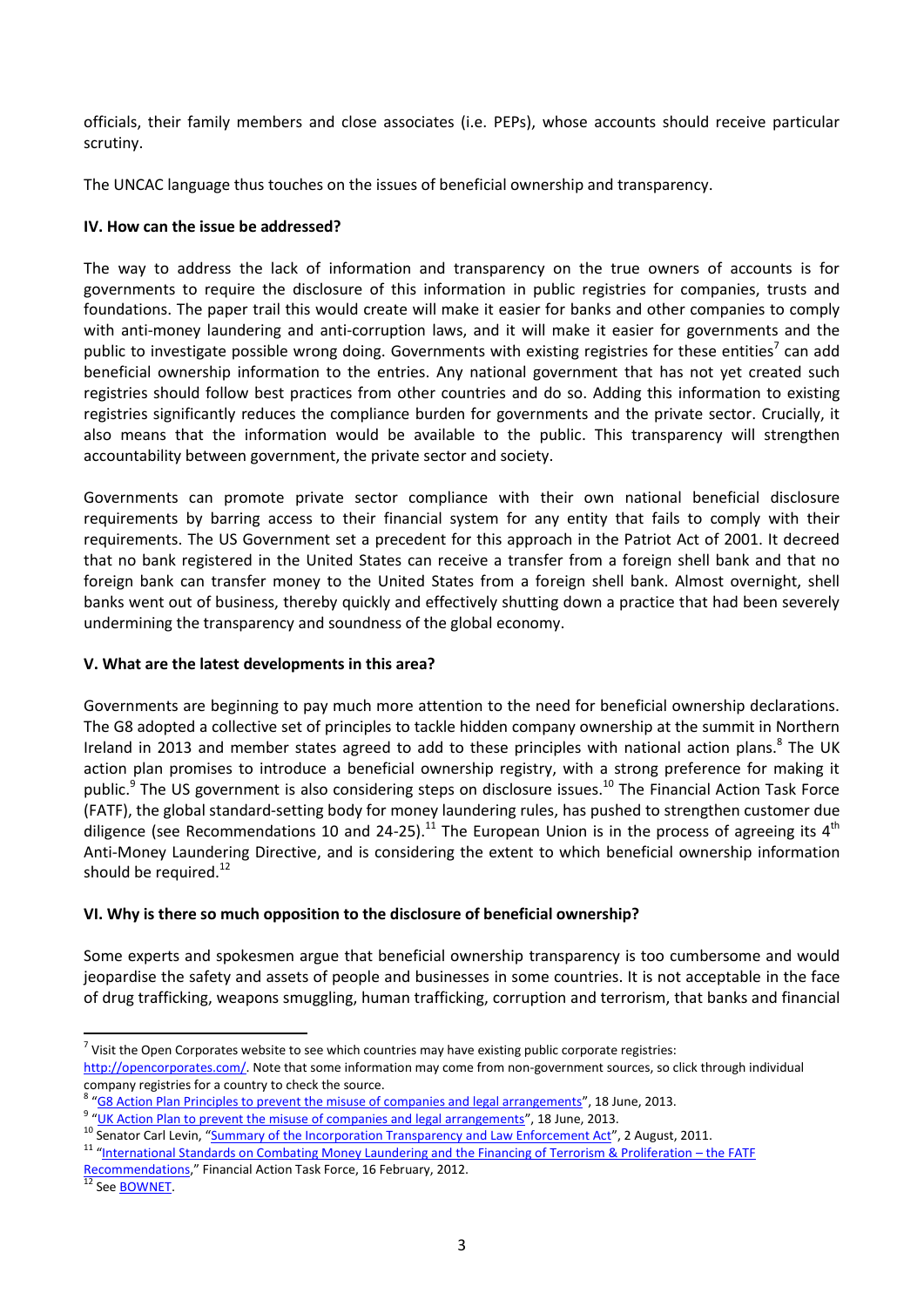officials, their family members and close associates (i.e. PEPs), whose accounts should receive particular scrutiny.

The UNCAC language thus touches on the issues of beneficial ownership and transparency.

### IV. How can the issue be addressed?

The way to address the lack of information and transparency on the true owners of accounts is for governments to require the disclosure of this information in public registries for companies, trusts and foundations. The paper trail this would create will make it easier for banks and other companies to comply with anti-money laundering and anti-corruption laws, and it will make it easier for governments and the public to investigate possible wrong doing. Governments with existing registries for these entities[7] can add beneficial ownership information to the entries. Any national government that has not yet created such registries should follow best practices from other countries and do so. Adding this information to existing registries significantly reduces the compliance burden for governments and the private sector. Crucially, it also means that the information would be available to the public. This transparency will strengthen accountability between government, the private sector and society.

Governments can promote private sector compliance with their own national beneficial disclosure requirements by barring access to their financial system for any entity that fails to comply with their requirements. The US Government set a precedent for this approach in the Patriot Act of 2001. It decreed that no bank registered in the United States can receive a transfer from a foreign shell bank and that no foreign bank can transfer money to the United States from a foreign shell bank. Almost overnight, shell banks went out of business, thereby quickly and effectively shutting down a practice that had been severely undermining the transparency and soundness of the global economy.

### V. What are the latest developments in this area?

Governments are beginning to pay much more attention to the need for beneficial ownership declarations. The G8 adopted a collective set of principles to tackle hidden company ownership at the summit in Northern Ireland in 2013 and member states agreed to add to these principles with national action plans.[8] The UK action plan promises to introduce a beneficial ownership registry, with a strong preference for making it public.[9] The US government is also considering steps on disclosure issues.[10] The Financial Action Task Force (FATF), the global standard-setting body for money laundering rules, has pushed to strengthen customer due diligence (see Recommendations 10 and 24-25).[11] The European Union is in the process of agreeing its 4th Anti-Money Laundering Directive, and is considering the extent to which beneficial ownership information should be required.[12]

### VI. Why is there so much opposition to the disclosure of beneficial ownership?

Some experts and spokesmen argue that beneficial ownership transparency is too cumbersome and would jeopardise the safety and assets of people and businesses in some countries. It is not acceptable in the face of drug trafficking, weapons smuggling, human trafficking, corruption and terrorism, that banks and financial

---

[7] Visit the Open Corporates website to see which countries may have existing public corporate registries: http://opencorporates.com/. Note that some information may come from non-government sources, so click through individual company registries for a country to check the source.

[8] "G8 Action Plan Principles to prevent the misuse of companies and legal arrangements", 18 June, 2013.

[9] "UK Action Plan to prevent the misuse of companies and legal arrangements", 18 June, 2013.

[10] Senator Carl Levin, "Summary of the Incorporation Transparency and Law Enforcement Act", 2 August, 2011.

[11] "International Standards on Combating Money Laundering and the Financing of Terrorism & Proliferation – the FATF Recommendations," Financial Action Task Force, 16 February, 2012.

[12] See BOWNET.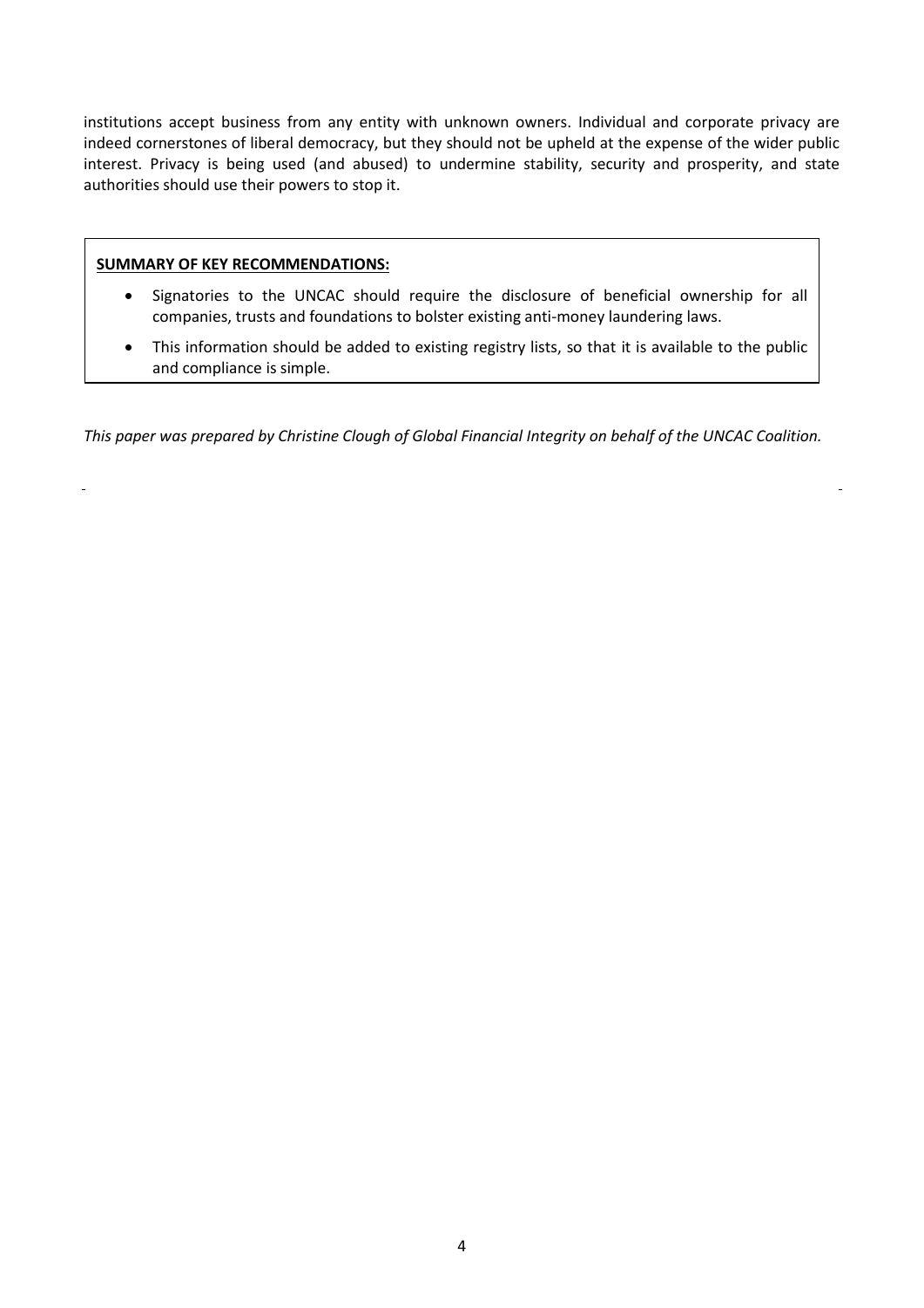institutions accept business from any entity with unknown owners. Individual and corporate privacy are indeed cornerstones of liberal democracy, but they should not be upheld at the expense of the wider public interest. Privacy is being used (and abused) to undermine stability, security and prosperity, and state authorities should use their powers to stop it.

**SUMMARY OF KEY RECOMMENDATIONS:**

- Signatories to the UNCAC should require the disclosure of beneficial ownership for all companies, trusts and foundations to bolster existing anti-money laundering laws.
- This information should be added to existing registry lists, so that it is available to the public and compliance is simple.

*This paper was prepared by Christine Clough of Global Financial Integrity on behalf of the UNCAC Coalition.*